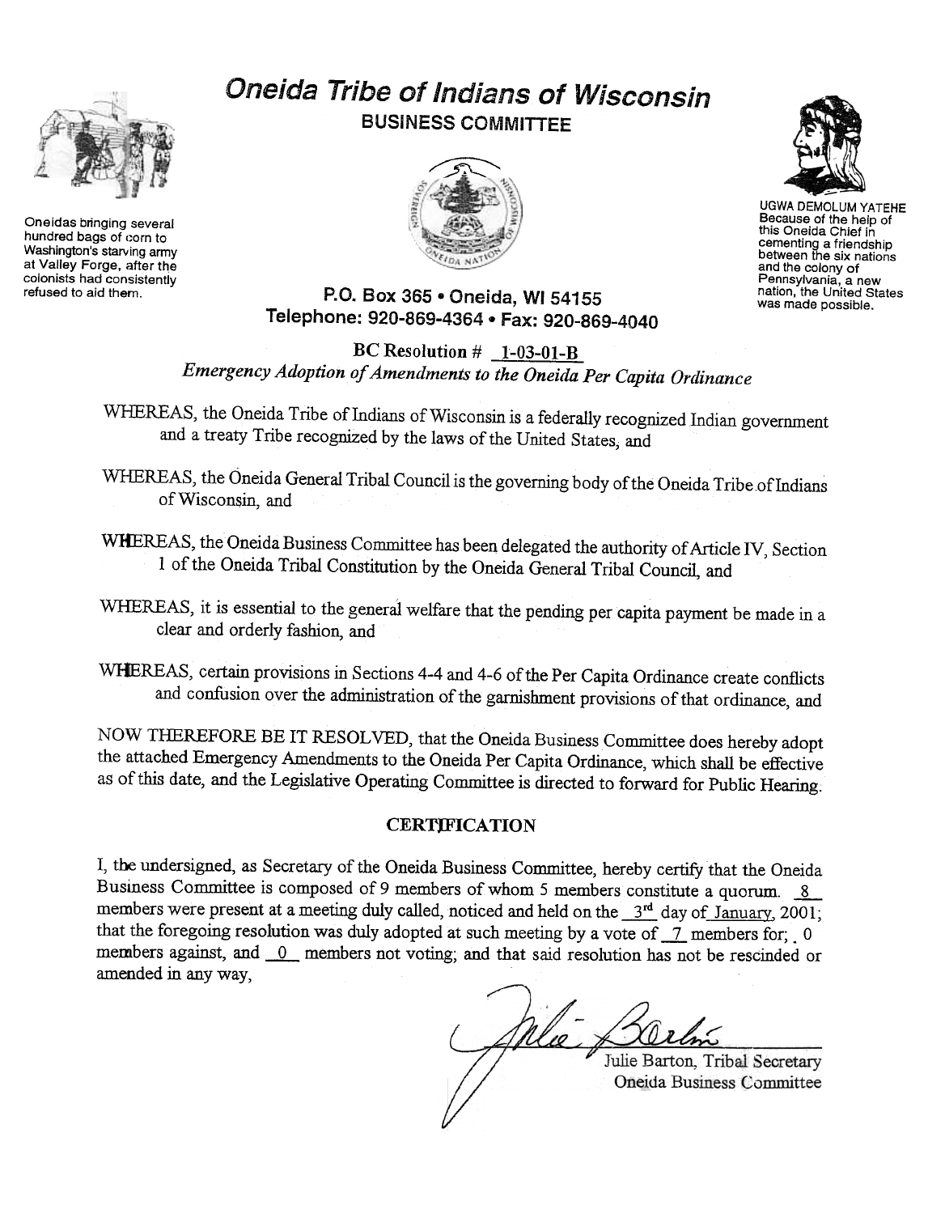# Oneida Tribe of Indians of Wisconsin

**BUSINESS COMMITTEE**

Oneidas bringing several hundred bags of corn to Washington's starving army at Valley Forge, after the colonists had consistently refused to aid them.

UGWA DEMOLUM YATEHE
Because of the help of this Oneida Chief in cementing a friendship between the six nations and the colony of Pennsylvania, a new nation, the United States was made possible.

**P.O. Box 365 • Oneida, WI 54155**
**Telephone: 920-869-4364 • Fax: 920-869-4040**

**BC Resolution # 1-03-01-B**

***Emergency Adoption of Amendments to the Oneida Per Capita Ordinance***

WHEREAS, the Oneida Tribe of Indians of Wisconsin is a federally recognized Indian government and a treaty Tribe recognized by the laws of the United States, and

WHEREAS, the Oneida General Tribal Council is the governing body of the Oneida Tribe of Indians of Wisconsin, and

WHEREAS, the Oneida Business Committee has been delegated the authority of Article IV, Section 1 of the Oneida Tribal Constitution by the Oneida General Tribal Council, and

WHEREAS, it is essential to the general welfare that the pending per capita payment be made in a clear and orderly fashion, and

WHEREAS, certain provisions in Sections 4-4 and 4-6 of the Per Capita Ordinance create conflicts and confusion over the administration of the garnishment provisions of that ordinance, and

NOW THEREFORE BE IT RESOLVED, that the Oneida Business Committee does hereby adopt the attached Emergency Amendments to the Oneida Per Capita Ordinance, which shall be effective as of this date, and the Legislative Operating Committee is directed to forward for Public Hearing.

**CERTIFICATION**

I, the undersigned, as Secretary of the Oneida Business Committee, hereby certify that the Oneida Business Committee is composed of 9 members of whom 5 members constitute a quorum. 8 members were present at a meeting duly called, noticed and held on the 3rd day of January, 2001; that the foregoing resolution was duly adopted at such meeting by a vote of 7 members for; 0 members against, and 0 members not voting; and that said resolution has not be rescinded or amended in any way,

Julie Barton, Tribal Secretary
Oneida Business Committee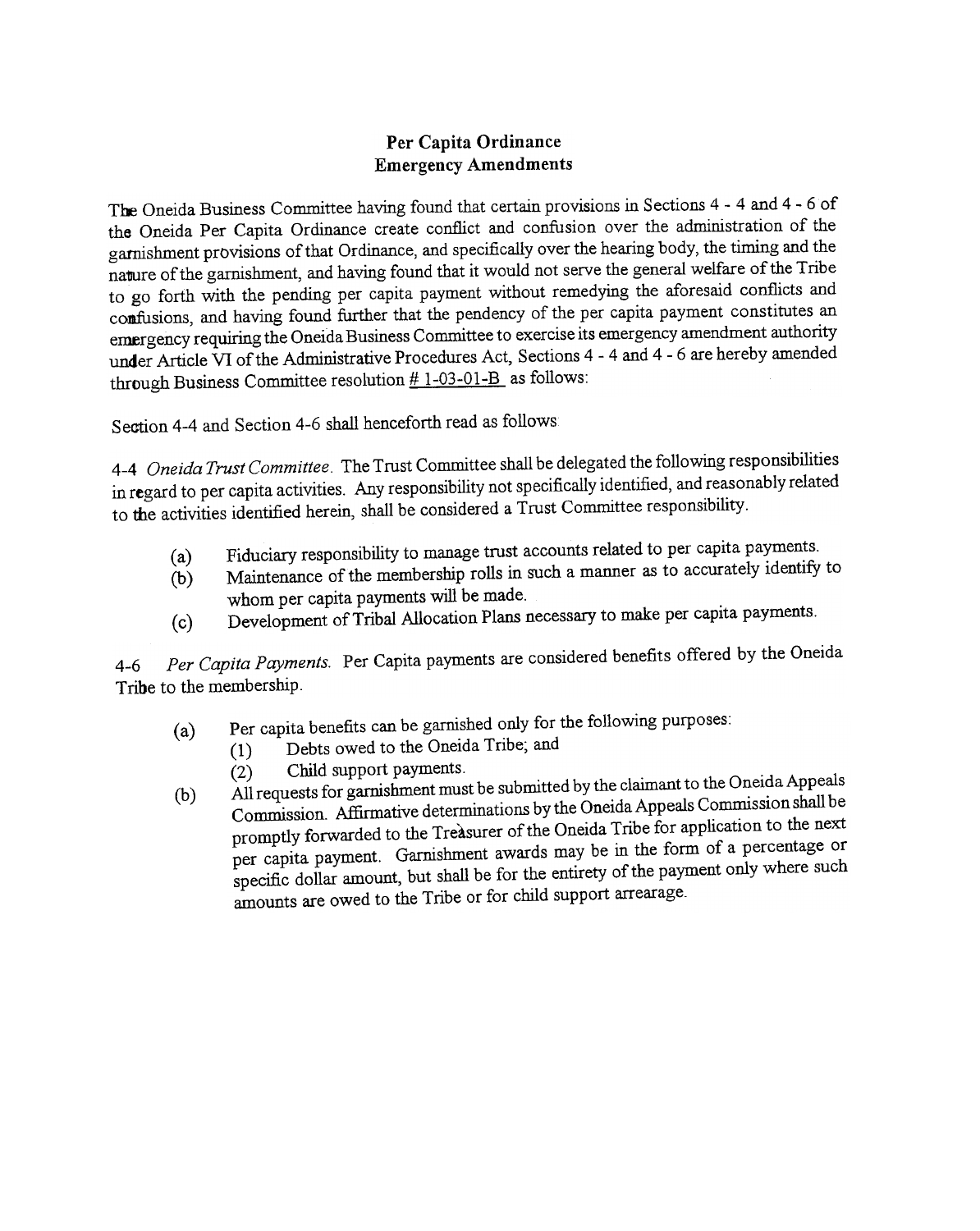**Per Capita Ordinance**
**Emergency Amendments**

The Oneida Business Committee having found that certain provisions in Sections 4 - 4 and 4 - 6 of the Oneida Per Capita Ordinance create conflict and confusion over the administration of the garnishment provisions of that Ordinance, and specifically over the hearing body, the timing and the nature of the garnishment, and having found that it would not serve the general welfare of the Tribe to go forth with the pending per capita payment without remedying the aforesaid conflicts and confusions, and having found further that the pendency of the per capita payment constitutes an emergency requiring the Oneida Business Committee to exercise its emergency amendment authority under Article VI of the Administrative Procedures Act, Sections 4 - 4 and 4 - 6 are hereby amended through Business Committee resolution # 1-03-01-B as follows:

Section 4-4 and Section 4-6 shall henceforth read as follows

4-4 *Oneida Trust Committee*. The Trust Committee shall be delegated the following responsibilities in regard to per capita activities. Any responsibility not specifically identified, and reasonably related to the activities identified herein, shall be considered a Trust Committee responsibility.

- (a) Fiduciary responsibility to manage trust accounts related to per capita payments.
- (b) Maintenance of the membership rolls in such a manner as to accurately identify to whom per capita payments will be made.
- (c) Development of Tribal Allocation Plans necessary to make per capita payments.

4-6 *Per Capita Payments*. Per Capita payments are considered benefits offered by the Oneida Tribe to the membership.

- (a) Per capita benefits can be garnished only for the following purposes:
  - (1) Debts owed to the Oneida Tribe; and
  - (2) Child support payments.
- (b) All requests for garnishment must be submitted by the claimant to the Oneida Appeals Commission. Affirmative determinations by the Oneida Appeals Commission shall be promptly forwarded to the Treasurer of the Oneida Tribe for application to the next per capita payment. Garnishment awards may be in the form of a percentage or specific dollar amount, but shall be for the entirety of the payment only where such amounts are owed to the Tribe or for child support arrearage.